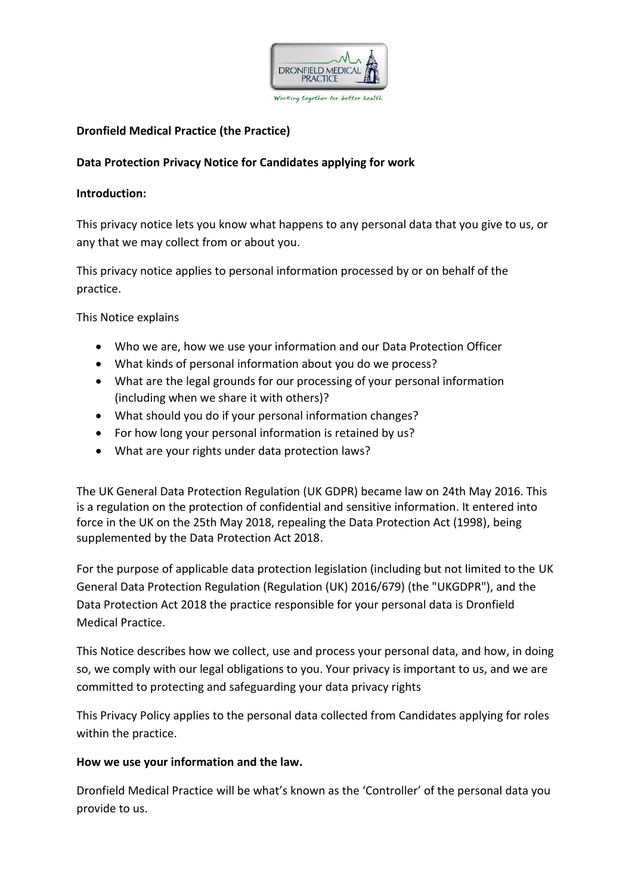**Dronfield Medical Practice (the Practice)**

**Data Protection Privacy Notice for Candidates applying for work**

**Introduction:**

This privacy notice lets you know what happens to any personal data that you give to us, or any that we may collect from or about you.

This privacy notice applies to personal information processed by or on behalf of the practice.

This Notice explains

- Who we are, how we use your information and our Data Protection Officer
- What kinds of personal information about you do we process?
- What are the legal grounds for our processing of your personal information (including when we share it with others)?
- What should you do if your personal information changes?
- For how long your personal information is retained by us?
- What are your rights under data protection laws?

The UK General Data Protection Regulation (UK GDPR) became law on 24th May 2016. This is a regulation on the protection of confidential and sensitive information. It entered into force in the UK on the 25th May 2018, repealing the Data Protection Act (1998), being supplemented by the Data Protection Act 2018.

For the purpose of applicable data protection legislation (including but not limited to the UK General Data Protection Regulation (Regulation (UK) 2016/679) (the "UKGDPR"), and the Data Protection Act 2018 the practice responsible for your personal data is Dronfield Medical Practice.

This Notice describes how we collect, use and process your personal data, and how, in doing so, we comply with our legal obligations to you. Your privacy is important to us, and we are committed to protecting and safeguarding your data privacy rights

This Privacy Policy applies to the personal data collected from Candidates applying for roles within the practice.

**How we use your information and the law.**

Dronfield Medical Practice will be what's known as the 'Controller' of the personal data you provide to us.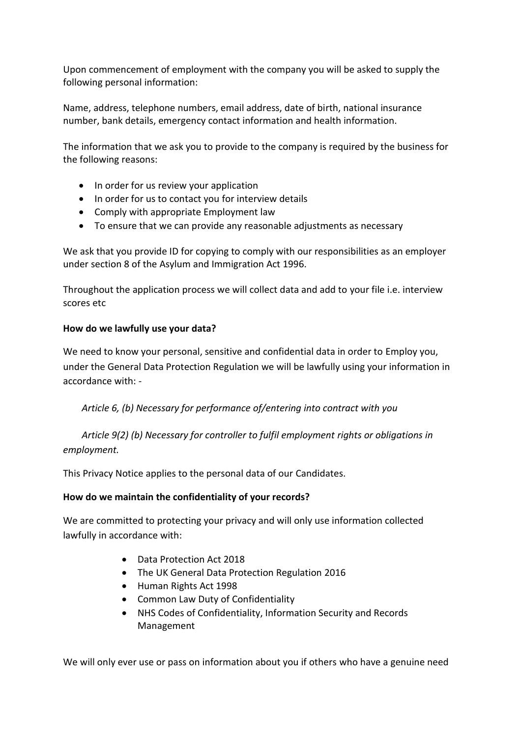Upon commencement of employment with the company you will be asked to supply the following personal information:

Name, address, telephone numbers, email address, date of birth, national insurance number, bank details, emergency contact information and health information.

The information that we ask you to provide to the company is required by the business for the following reasons:

- In order for us review your application
- In order for us to contact you for interview details
- Comply with appropriate Employment law
- To ensure that we can provide any reasonable adjustments as necessary

We ask that you provide ID for copying to comply with our responsibilities as an employer under section 8 of the Asylum and Immigration Act 1996.

Throughout the application process we will collect data and add to your file i.e. interview scores etc

**How do we lawfully use your data?**

We need to know your personal, sensitive and confidential data in order to Employ you, under the General Data Protection Regulation we will be lawfully using your information in accordance with: -

*Article 6, (b) Necessary for performance of/entering into contract with you*

*Article 9(2) (b) Necessary for controller to fulfil employment rights or obligations in employment.*

This Privacy Notice applies to the personal data of our Candidates.

**How do we maintain the confidentiality of your records?**

We are committed to protecting your privacy and will only use information collected lawfully in accordance with:

- Data Protection Act 2018
- The UK General Data Protection Regulation 2016
- Human Rights Act 1998
- Common Law Duty of Confidentiality
- NHS Codes of Confidentiality, Information Security and Records Management

We will only ever use or pass on information about you if others who have a genuine need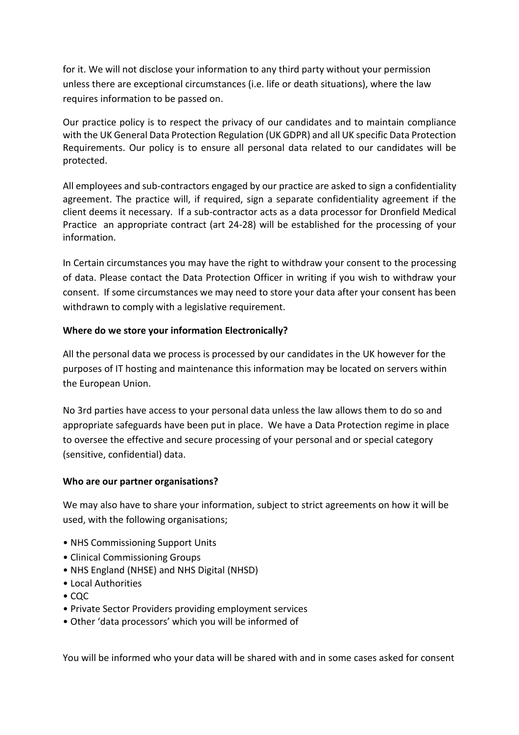for it. We will not disclose your information to any third party without your permission unless there are exceptional circumstances (i.e. life or death situations), where the law requires information to be passed on.

Our practice policy is to respect the privacy of our candidates and to maintain compliance with the UK General Data Protection Regulation (UK GDPR) and all UK specific Data Protection Requirements. Our policy is to ensure all personal data related to our candidates will be protected.

All employees and sub-contractors engaged by our practice are asked to sign a confidentiality agreement. The practice will, if required, sign a separate confidentiality agreement if the client deems it necessary. If a sub-contractor acts as a data processor for Dronfield Medical Practice an appropriate contract (art 24-28) will be established for the processing of your information.

In Certain circumstances you may have the right to withdraw your consent to the processing of data. Please contact the Data Protection Officer in writing if you wish to withdraw your consent. If some circumstances we may need to store your data after your consent has been withdrawn to comply with a legislative requirement.

**Where do we store your information Electronically?**

All the personal data we process is processed by our candidates in the UK however for the purposes of IT hosting and maintenance this information may be located on servers within the European Union.

No 3rd parties have access to your personal data unless the law allows them to do so and appropriate safeguards have been put in place. We have a Data Protection regime in place to oversee the effective and secure processing of your personal and or special category (sensitive, confidential) data.

**Who are our partner organisations?**

We may also have to share your information, subject to strict agreements on how it will be used, with the following organisations;

- NHS Commissioning Support Units
- Clinical Commissioning Groups
- NHS England (NHSE) and NHS Digital (NHSD)
- Local Authorities
- CQC
- Private Sector Providers providing employment services
- Other 'data processors' which you will be informed of

You will be informed who your data will be shared with and in some cases asked for consent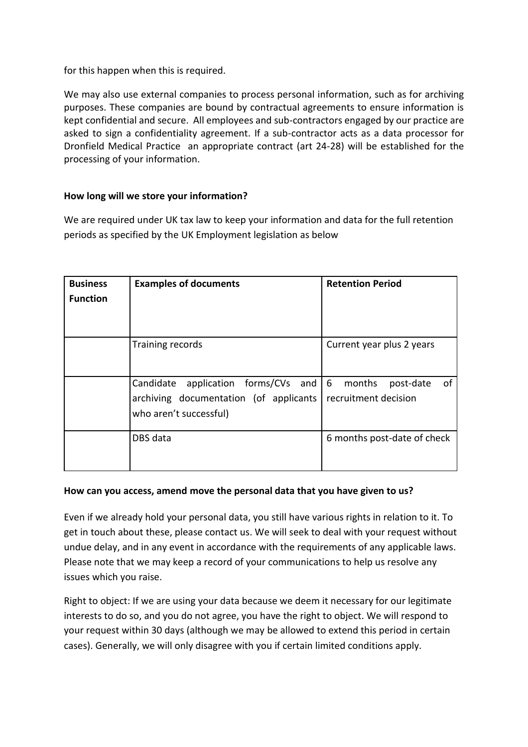for this happen when this is required.

We may also use external companies to process personal information, such as for archiving purposes. These companies are bound by contractual agreements to ensure information is kept confidential and secure. All employees and sub-contractors engaged by our practice are asked to sign a confidentiality agreement. If a sub-contractor acts as a data processor for Dronfield Medical Practice an appropriate contract (art 24-28) will be established for the processing of your information.

**How long will we store your information?**

We are required under UK tax law to keep your information and data for the full retention periods as specified by the UK Employment legislation as below

| **Business Function** | **Examples of documents** | **Retention Period** |
| --- | --- | --- |
| | Training records | Current year plus 2 years |
| | Candidate application forms/CVs and archiving documentation (of applicants who aren't successful) | 6 months post-date of recruitment decision |
| | DBS data | 6 months post-date of check |

**How can you access, amend move the personal data that you have given to us?**

Even if we already hold your personal data, you still have various rights in relation to it. To get in touch about these, please contact us. We will seek to deal with your request without undue delay, and in any event in accordance with the requirements of any applicable laws. Please note that we may keep a record of your communications to help us resolve any issues which you raise.

Right to object: If we are using your data because we deem it necessary for our legitimate interests to do so, and you do not agree, you have the right to object. We will respond to your request within 30 days (although we may be allowed to extend this period in certain cases). Generally, we will only disagree with you if certain limited conditions apply.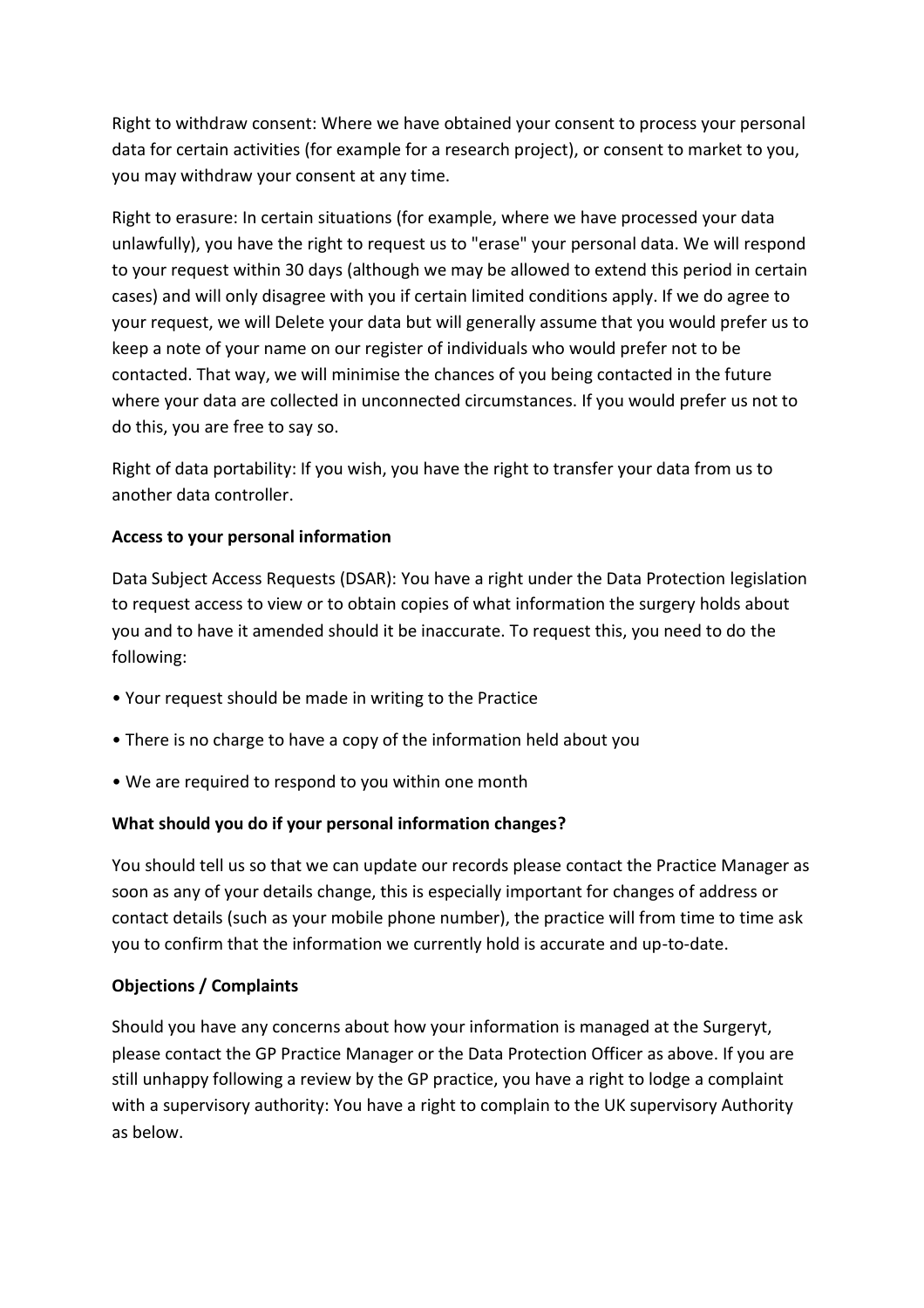Right to withdraw consent: Where we have obtained your consent to process your personal data for certain activities (for example for a research project), or consent to market to you, you may withdraw your consent at any time.

Right to erasure: In certain situations (for example, where we have processed your data unlawfully), you have the right to request us to "erase" your personal data. We will respond to your request within 30 days (although we may be allowed to extend this period in certain cases) and will only disagree with you if certain limited conditions apply. If we do agree to your request, we will Delete your data but will generally assume that you would prefer us to keep a note of your name on our register of individuals who would prefer not to be contacted. That way, we will minimise the chances of you being contacted in the future where your data are collected in unconnected circumstances. If you would prefer us not to do this, you are free to say so.

Right of data portability: If you wish, you have the right to transfer your data from us to another data controller.

**Access to your personal information**

Data Subject Access Requests (DSAR): You have a right under the Data Protection legislation to request access to view or to obtain copies of what information the surgery holds about you and to have it amended should it be inaccurate. To request this, you need to do the following:

- Your request should be made in writing to the Practice
- There is no charge to have a copy of the information held about you
- We are required to respond to you within one month

**What should you do if your personal information changes?**

You should tell us so that we can update our records please contact the Practice Manager as soon as any of your details change, this is especially important for changes of address or contact details (such as your mobile phone number), the practice will from time to time ask you to confirm that the information we currently hold is accurate and up-to-date.

**Objections / Complaints**

Should you have any concerns about how your information is managed at the Surgeryt, please contact the GP Practice Manager or the Data Protection Officer as above. If you are still unhappy following a review by the GP practice, you have a right to lodge a complaint with a supervisory authority: You have a right to complain to the UK supervisory Authority as below.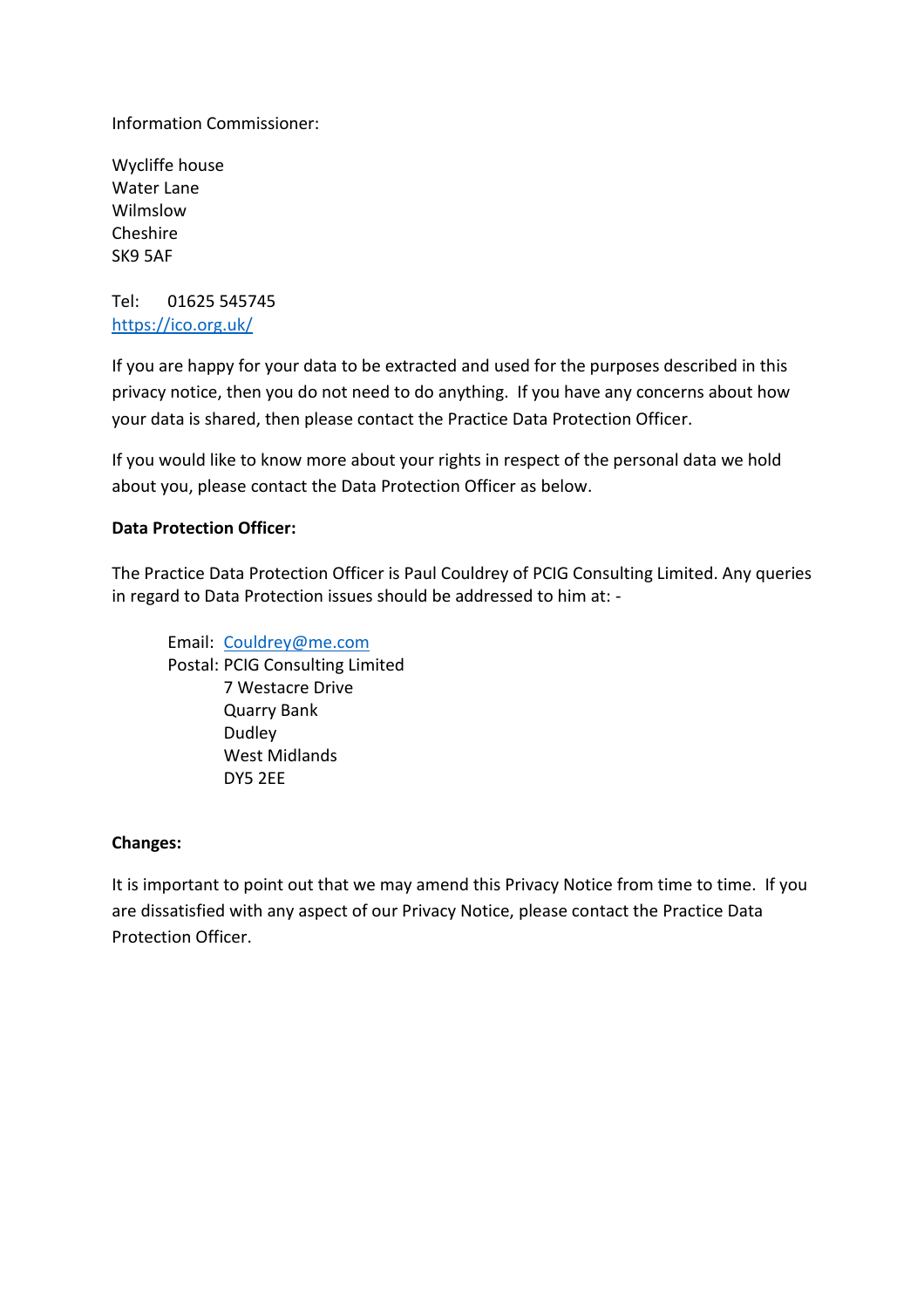Information Commissioner:

Wycliffe house  
Water Lane  
Wilmslow  
Cheshire  
SK9 5AF

Tel: 01625 545745  
https://ico.org.uk/

If you are happy for your data to be extracted and used for the purposes described in this privacy notice, then you do not need to do anything. If you have any concerns about how your data is shared, then please contact the Practice Data Protection Officer.

If you would like to know more about your rights in respect of the personal data we hold about you, please contact the Data Protection Officer as below.

**Data Protection Officer:**

The Practice Data Protection Officer is Paul Couldrey of PCIG Consulting Limited. Any queries in regard to Data Protection issues should be addressed to him at: -

Email: Couldrey@me.com  
Postal: PCIG Consulting Limited  
7 Westacre Drive  
Quarry Bank  
Dudley  
West Midlands  
DY5 2EE

**Changes:**

It is important to point out that we may amend this Privacy Notice from time to time. If you are dissatisfied with any aspect of our Privacy Notice, please contact the Practice Data Protection Officer.